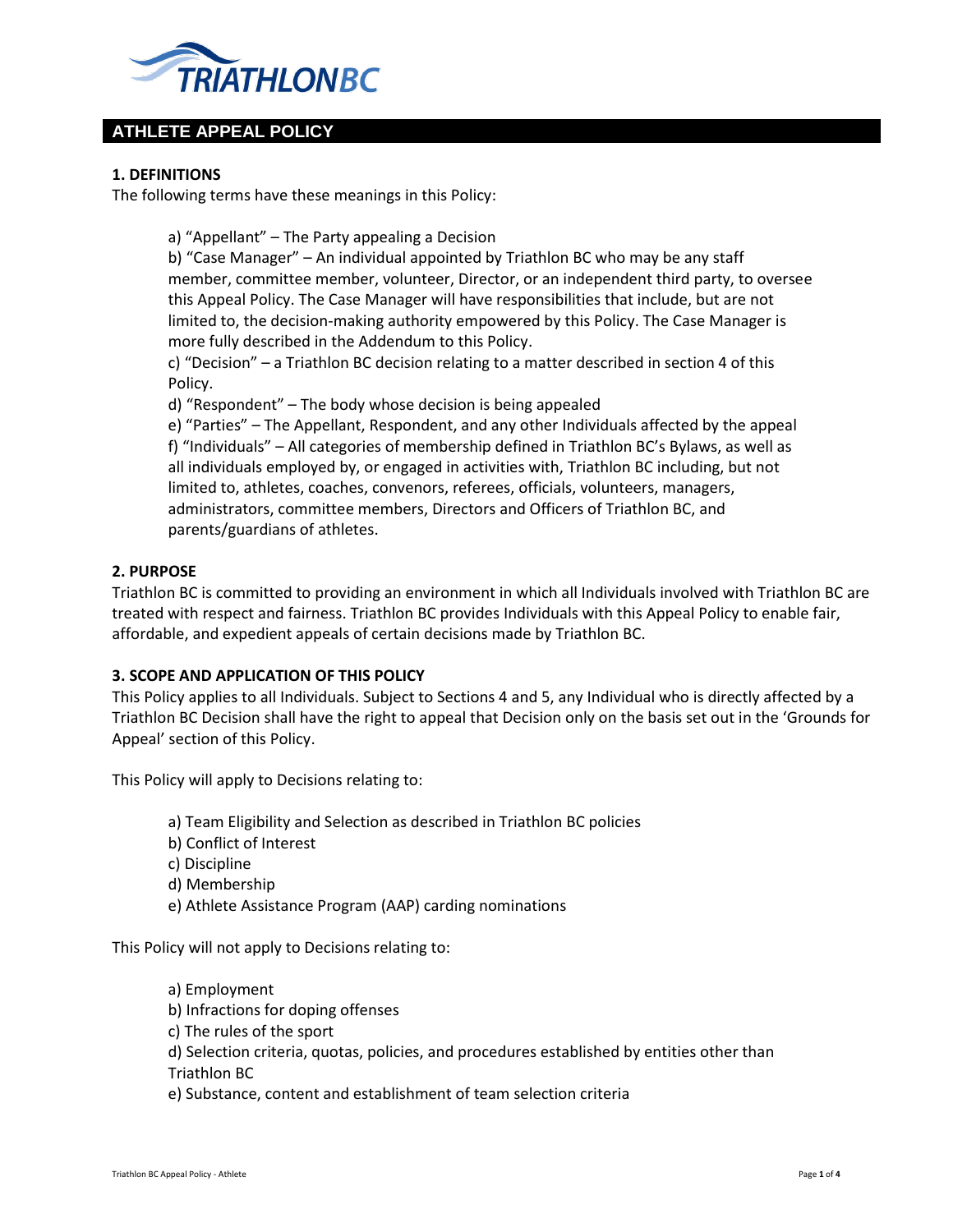# ATHLETE APPEAL POLICY

## 1. DEFINITIONS

The following terms have these meanings in this Policy:

a) "Appellant" – The Party appealing a Decision

b) "Case Manager" – An individual appointed by Triathlon BC who may be any staff member, committee member, volunteer, Director, or an independent third party, to oversee this Appeal Policy. The Case Manager will have responsibilities that include, but are not limited to, the decision-making authority empowered by this Policy. The Case Manager is more fully described in the Addendum to this Policy.

c) "Decision" – a Triathlon BC decision relating to a matter described in section 4 of this Policy.

d) "Respondent" – The body whose decision is being appealed

e) "Parties" – The Appellant, Respondent, and any other Individuals affected by the appeal

f) "Individuals" – All categories of membership defined in Triathlon BC's Bylaws, as well as all individuals employed by, or engaged in activities with, Triathlon BC including, but not limited to, athletes, coaches, convenors, referees, officials, volunteers, managers, administrators, committee members, Directors and Officers of Triathlon BC, and parents/guardians of athletes.

## 2. PURPOSE

Triathlon BC is committed to providing an environment in which all Individuals involved with Triathlon BC are treated with respect and fairness. Triathlon BC provides Individuals with this Appeal Policy to enable fair, affordable, and expedient appeals of certain decisions made by Triathlon BC.

## 3. SCOPE AND APPLICATION OF THIS POLICY

This Policy applies to all Individuals. Subject to Sections 4 and 5, any Individual who is directly affected by a Triathlon BC Decision shall have the right to appeal that Decision only on the basis set out in the 'Grounds for Appeal' section of this Policy.

This Policy will apply to Decisions relating to:

a) Team Eligibility and Selection as described in Triathlon BC policies

b) Conflict of Interest

c) Discipline

d) Membership

e) Athlete Assistance Program (AAP) carding nominations

This Policy will not apply to Decisions relating to:

a) Employment

b) Infractions for doping offenses

c) The rules of the sport

d) Selection criteria, quotas, policies, and procedures established by entities other than Triathlon BC

e) Substance, content and establishment of team selection criteria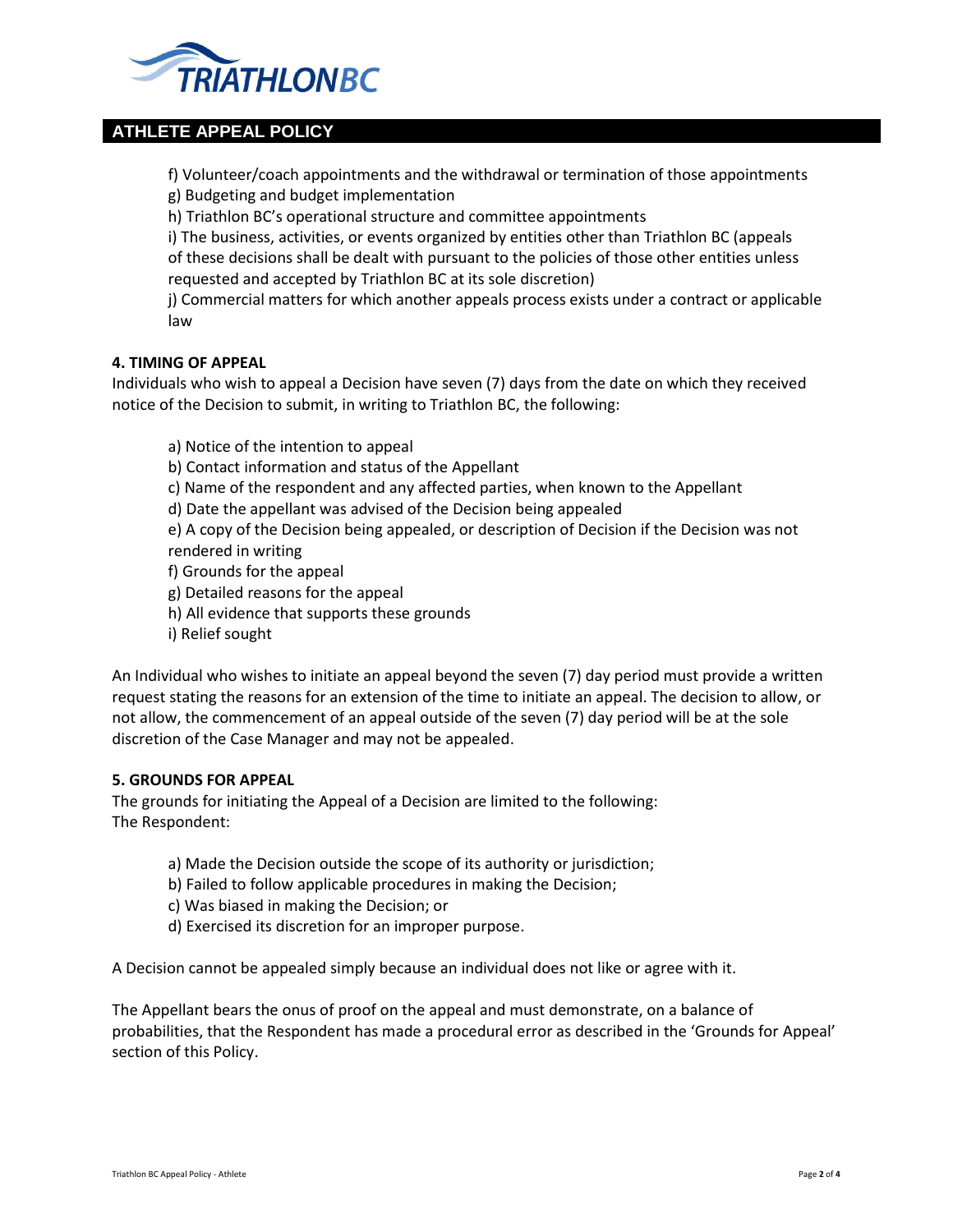f) Volunteer/coach appointments and the withdrawal or termination of those appointments
g) Budgeting and budget implementation
h) Triathlon BC's operational structure and committee appointments
i) The business, activities, or events organized by entities other than Triathlon BC (appeals of these decisions shall be dealt with pursuant to the policies of those other entities unless requested and accepted by Triathlon BC at its sole discretion)
j) Commercial matters for which another appeals process exists under a contract or applicable law

**4. TIMING OF APPEAL**

Individuals who wish to appeal a Decision have seven (7) days from the date on which they received notice of the Decision to submit, in writing to Triathlon BC, the following:

a) Notice of the intention to appeal
b) Contact information and status of the Appellant
c) Name of the respondent and any affected parties, when known to the Appellant
d) Date the appellant was advised of the Decision being appealed
e) A copy of the Decision being appealed, or description of Decision if the Decision was not rendered in writing
f) Grounds for the appeal
g) Detailed reasons for the appeal
h) All evidence that supports these grounds
i) Relief sought

An Individual who wishes to initiate an appeal beyond the seven (7) day period must provide a written request stating the reasons for an extension of the time to initiate an appeal. The decision to allow, or not allow, the commencement of an appeal outside of the seven (7) day period will be at the sole discretion of the Case Manager and may not be appealed.

**5. GROUNDS FOR APPEAL**

The grounds for initiating the Appeal of a Decision are limited to the following:
The Respondent:

a) Made the Decision outside the scope of its authority or jurisdiction;
b) Failed to follow applicable procedures in making the Decision;
c) Was biased in making the Decision; or
d) Exercised its discretion for an improper purpose.

A Decision cannot be appealed simply because an individual does not like or agree with it.

The Appellant bears the onus of proof on the appeal and must demonstrate, on a balance of probabilities, that the Respondent has made a procedural error as described in the 'Grounds for Appeal' section of this Policy.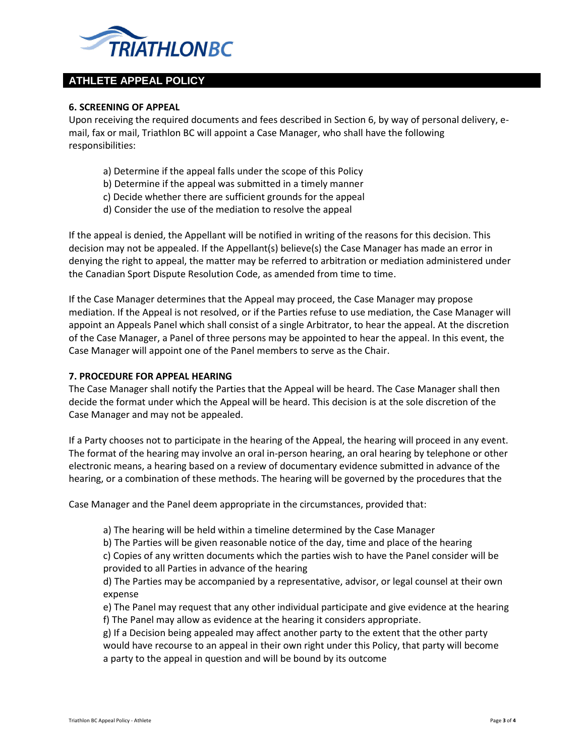## ATHLETE APPEAL POLICY

### 6. SCREENING OF APPEAL

Upon receiving the required documents and fees described in Section 6, by way of personal delivery, e-mail, fax or mail, Triathlon BC will appoint a Case Manager, who shall have the following responsibilities:

a) Determine if the appeal falls under the scope of this Policy
b) Determine if the appeal was submitted in a timely manner
c) Decide whether there are sufficient grounds for the appeal
d) Consider the use of the mediation to resolve the appeal

If the appeal is denied, the Appellant will be notified in writing of the reasons for this decision. This decision may not be appealed. If the Appellant(s) believe(s) the Case Manager has made an error in denying the right to appeal, the matter may be referred to arbitration or mediation administered under the Canadian Sport Dispute Resolution Code, as amended from time to time.

If the Case Manager determines that the Appeal may proceed, the Case Manager may propose mediation. If the Appeal is not resolved, or if the Parties refuse to use mediation, the Case Manager will appoint an Appeals Panel which shall consist of a single Arbitrator, to hear the appeal. At the discretion of the Case Manager, a Panel of three persons may be appointed to hear the appeal. In this event, the Case Manager will appoint one of the Panel members to serve as the Chair.

### 7. PROCEDURE FOR APPEAL HEARING

The Case Manager shall notify the Parties that the Appeal will be heard. The Case Manager shall then decide the format under which the Appeal will be heard. This decision is at the sole discretion of the Case Manager and may not be appealed.

If a Party chooses not to participate in the hearing of the Appeal, the hearing will proceed in any event. The format of the hearing may involve an oral in-person hearing, an oral hearing by telephone or other electronic means, a hearing based on a review of documentary evidence submitted in advance of the hearing, or a combination of these methods. The hearing will be governed by the procedures that the Case Manager and the Panel deem appropriate in the circumstances, provided that:

a) The hearing will be held within a timeline determined by the Case Manager
b) The Parties will be given reasonable notice of the day, time and place of the hearing
c) Copies of any written documents which the parties wish to have the Panel consider will be provided to all Parties in advance of the hearing
d) The Parties may be accompanied by a representative, advisor, or legal counsel at their own expense
e) The Panel may request that any other individual participate and give evidence at the hearing
f) The Panel may allow as evidence at the hearing it considers appropriate.
g) If a Decision being appealed may affect another party to the extent that the other party would have recourse to an appeal in their own right under this Policy, that party will become a party to the appeal in question and will be bound by its outcome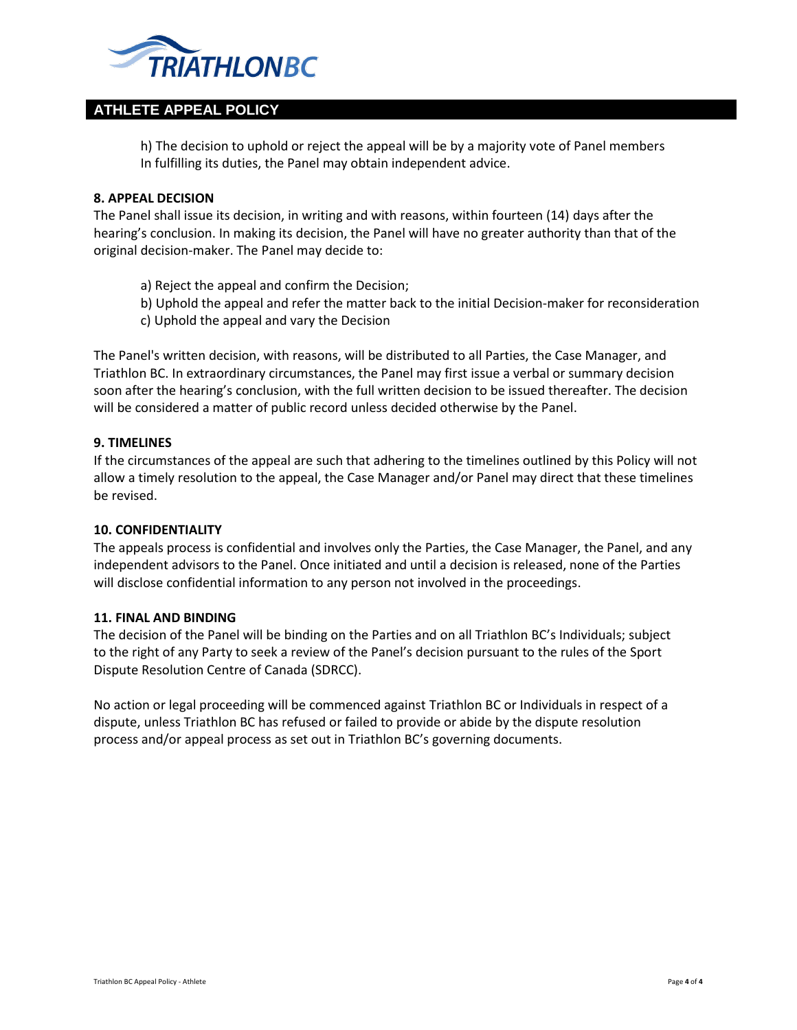h) The decision to uphold or reject the appeal will be by a majority vote of Panel members In fulfilling its duties, the Panel may obtain independent advice.

**8. APPEAL DECISION**

The Panel shall issue its decision, in writing and with reasons, within fourteen (14) days after the hearing's conclusion. In making its decision, the Panel will have no greater authority than that of the original decision-maker. The Panel may decide to:

a) Reject the appeal and confirm the Decision;
b) Uphold the appeal and refer the matter back to the initial Decision-maker for reconsideration
c) Uphold the appeal and vary the Decision

The Panel's written decision, with reasons, will be distributed to all Parties, the Case Manager, and Triathlon BC. In extraordinary circumstances, the Panel may first issue a verbal or summary decision soon after the hearing's conclusion, with the full written decision to be issued thereafter. The decision will be considered a matter of public record unless decided otherwise by the Panel.

**9. TIMELINES**

If the circumstances of the appeal are such that adhering to the timelines outlined by this Policy will not allow a timely resolution to the appeal, the Case Manager and/or Panel may direct that these timelines be revised.

**10. CONFIDENTIALITY**

The appeals process is confidential and involves only the Parties, the Case Manager, the Panel, and any independent advisors to the Panel. Once initiated and until a decision is released, none of the Parties will disclose confidential information to any person not involved in the proceedings.

**11. FINAL AND BINDING**

The decision of the Panel will be binding on the Parties and on all Triathlon BC's Individuals; subject to the right of any Party to seek a review of the Panel's decision pursuant to the rules of the Sport Dispute Resolution Centre of Canada (SDRCC).

No action or legal proceeding will be commenced against Triathlon BC or Individuals in respect of a dispute, unless Triathlon BC has refused or failed to provide or abide by the dispute resolution process and/or appeal process as set out in Triathlon BC's governing documents.